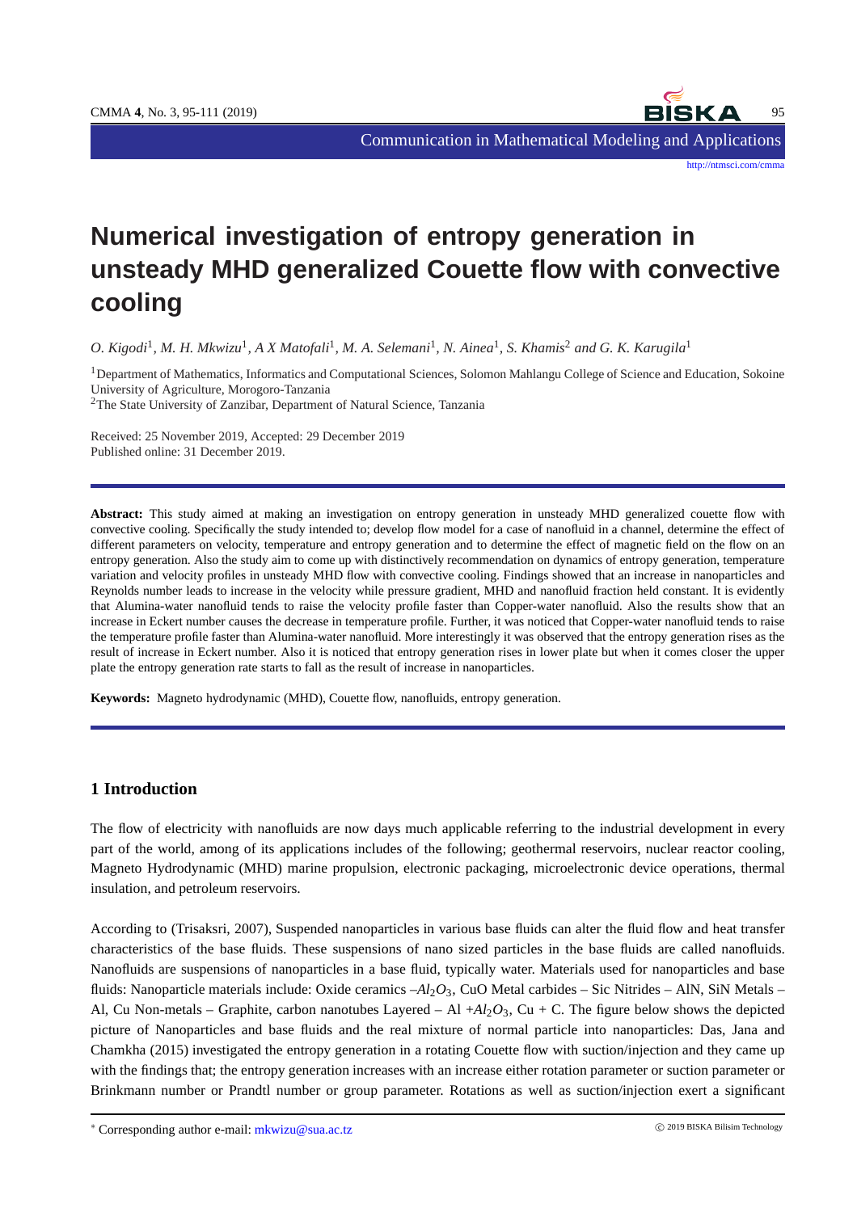# Numerical investigation of entropy generation in unsteady MHD generalized Couette flow with convective cooling

*O. Kigodi*[1], *M. H. Mkwizu*[1], *A X Matofali*[1], *M. A. Selemani*[1], *N. Ainea*[1], *S. Khamis*[2] *and G. K. Karugila*[1]

[1]Department of Mathematics, Informatics and Computational Sciences, Solomon Mahlangu College of Science and Education, Sokoine University of Agriculture, Morogoro-Tanzania

[2]The State University of Zanzibar, Department of Natural Science, Tanzania

Received: 25 November 2019, Accepted: 29 December 2019
Published online: 31 December 2019.

**Abstract:** This study aimed at making an investigation on entropy generation in unsteady MHD generalized couette flow with convective cooling. Specifically the study intended to; develop flow model for a case of nanofluid in a channel, determine the effect of different parameters on velocity, temperature and entropy generation and to determine the effect of magnetic field on the flow on an entropy generation. Also the study aim to come up with distinctively recommendation on dynamics of entropy generation, temperature variation and velocity profiles in unsteady MHD flow with convective cooling. Findings showed that an increase in nanoparticles and Reynolds number leads to increase in the velocity while pressure gradient, MHD and nanofluid fraction held constant. It is evidently that Alumina-water nanofluid tends to raise the velocity profile faster than Copper-water nanofluid. Also the results show that an increase in Eckert number causes the decrease in temperature profile. Further, it was noticed that Copper-water nanofluid tends to raise the temperature profile faster than Alumina-water nanofluid. More interestingly it was observed that the entropy generation rises as the result of increase in Eckert number. Also it is noticed that entropy generation rises in lower plate but when it comes closer the upper plate the entropy generation rate starts to fall as the result of increase in nanoparticles.

**Keywords:** Magneto hydrodynamic (MHD), Couette flow, nanofluids, entropy generation.

## 1 Introduction

The flow of electricity with nanofluids are now days much applicable referring to the industrial development in every part of the world, among of its applications includes of the following; geothermal reservoirs, nuclear reactor cooling, Magneto Hydrodynamic (MHD) marine propulsion, electronic packaging, microelectronic device operations, thermal insulation, and petroleum reservoirs.

According to (Trisaksri, 2007), Suspended nanoparticles in various base fluids can alter the fluid flow and heat transfer characteristics of the base fluids. These suspensions of nano sized particles in the base fluids are called nanofluids. Nanofluids are suspensions of nanoparticles in a base fluid, typically water. Materials used for nanoparticles and base fluids: Nanoparticle materials include: Oxide ceramics –$Al_2O_3$, CuO Metal carbides – Sic Nitrides – AlN, SiN Metals – Al, Cu Non-metals – Graphite, carbon nanotubes Layered – Al +$Al_2O_3$, Cu + C. The figure below shows the depicted picture of Nanoparticles and base fluids and the real mixture of normal particle into nanoparticles: Das, Jana and Chamkha (2015) investigated the entropy generation in a rotating Couette flow with suction/injection and they came up with the findings that; the entropy generation increases with an increase either rotation parameter or suction parameter or Brinkmann number or Prandtl number or group parameter. Rotations as well as suction/injection exert a significant

* Corresponding author e-mail: mkwizu@sua.ac.tz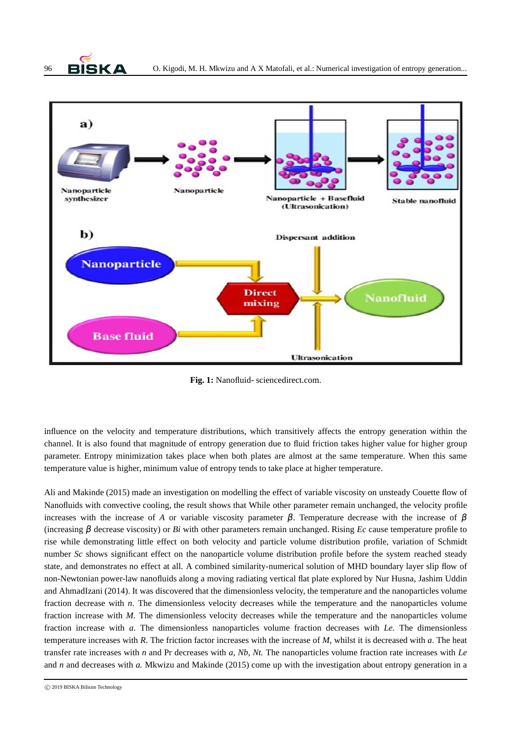Fig. 1: Nanofluid- sciencedirect.com.

influence on the velocity and temperature distributions, which transitively affects the entropy generation within the channel. It is also found that magnitude of entropy generation due to fluid friction takes higher value for higher group parameter. Entropy minimization takes place when both plates are almost at the same temperature. When this same temperature value is higher, minimum value of entropy tends to take place at higher temperature.

Ali and Makinde (2015) made an investigation on modelling the effect of variable viscosity on unsteady Couette flow of Nanofluids with convective cooling, the result shows that While other parameter remain unchanged, the velocity profile increases with the increase of $A$ or variable viscosity parameter $\beta$. Temperature decrease with the increase of $\beta$ (increasing $\beta$ decrease viscosity) or $Bi$ with other parameters remain unchanged. Rising $Ec$ cause temperature profile to rise while demonstrating little effect on both velocity and particle volume distribution profile, variation of Schmidt number $Sc$ shows significant effect on the particle volume distribution profile before the system reached steady state, and demonstrates no effect at all. A combined similarity-numerical solution of MHD boundary layer slip flow of non-Newtonian power-law nanofluids along a moving radiating vertical flat plate explored by Nur Husna, Jashim Uddin and AhmadIzani (2014). It was discovered that the dimensionless velocity, the temperature and the nanoparticles volume fraction decrease with $n$. The dimensionless velocity decreases while the temperature and the nanoparticles volume fraction increase with $M$. The dimensionless velocity decreases while the temperature and the nanoparticles volume fraction increase with $a$. The dimensionless nanoparticles volume fraction decreases with $Le$. The dimensionless temperature increases with $R$. The friction factor increases with the increase of $M$, whilst it is decreased with $a$. The heat transfer rate increases with $n$ and Pr decreases with $a$, $Nb$, $Nt$. The nanoparticles volume fraction rate increases with $Le$ and $n$ and decreases with $a$. Mkwizu and Makinde (2015) come up with the investigation about entropy generation in a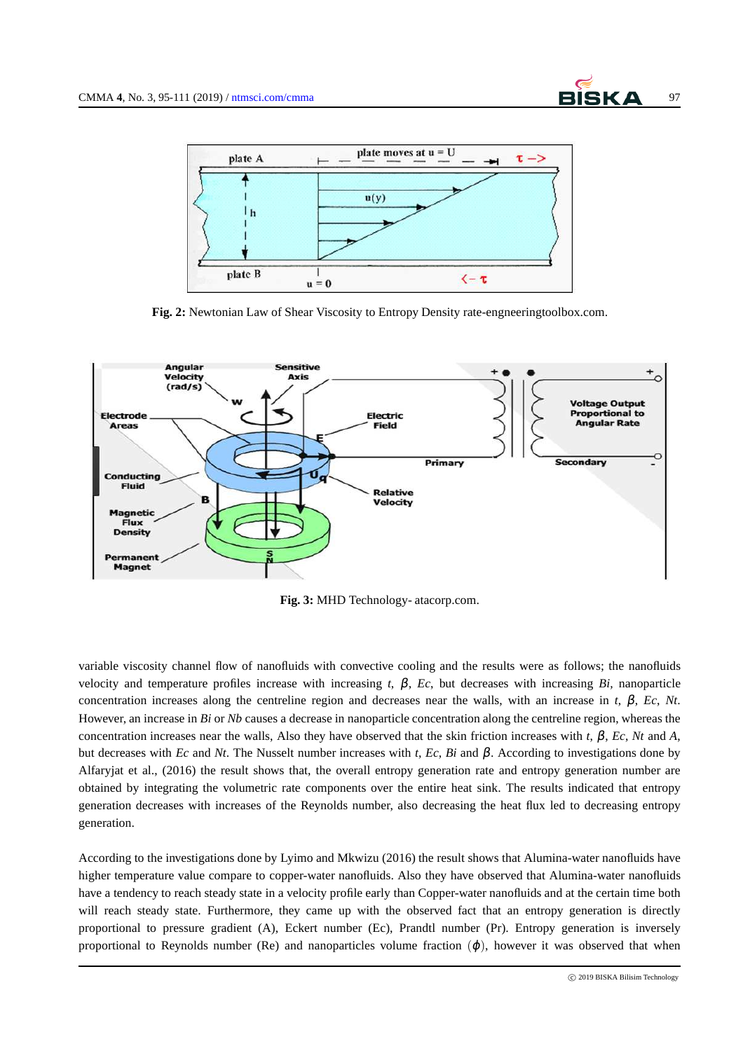**Fig. 2:** Newtonian Law of Shear Viscosity to Entropy Density rate-engneeringtoolbox.com.

**Fig. 3:** MHD Technology- atacorp.com.

variable viscosity channel flow of nanofluids with convective cooling and the results were as follows; the nanofluids velocity and temperature profiles increase with increasing *t*, $\beta$, *Ec*, but decreases with increasing *Bi*, nanoparticle concentration increases along the centreline region and decreases near the walls, with an increase in *t*, $\beta$, *Ec*, *Nt*. However, an increase in *Bi* or *Nb* causes a decrease in nanoparticle concentration along the centreline region, whereas the concentration increases near the walls, Also they have observed that the skin friction increases with *t*, $\beta$, *Ec*, *Nt* and *A*, but decreases with *Ec* and *Nt*. The Nusselt number increases with *t*, *Ec*, *Bi* and $\beta$. According to investigations done by Alfaryjat et al., (2016) the result shows that, the overall entropy generation rate and entropy generation number are obtained by integrating the volumetric rate components over the entire heat sink. The results indicated that entropy generation decreases with increases of the Reynolds number, also decreasing the heat flux led to decreasing entropy generation.

According to the investigations done by Lyimo and Mkwizu (2016) the result shows that Alumina-water nanofluids have higher temperature value compare to copper-water nanofluids. Also they have observed that Alumina-water nanofluids have a tendency to reach steady state in a velocity profile early than Copper-water nanofluids and at the certain time both will reach steady state. Furthermore, they came up with the observed fact that an entropy generation is directly proportional to pressure gradient (A), Eckert number (Ec), Prandtl number (Pr). Entropy generation is inversely proportional to Reynolds number (Re) and nanoparticles volume fraction ($\phi$), however it was observed that when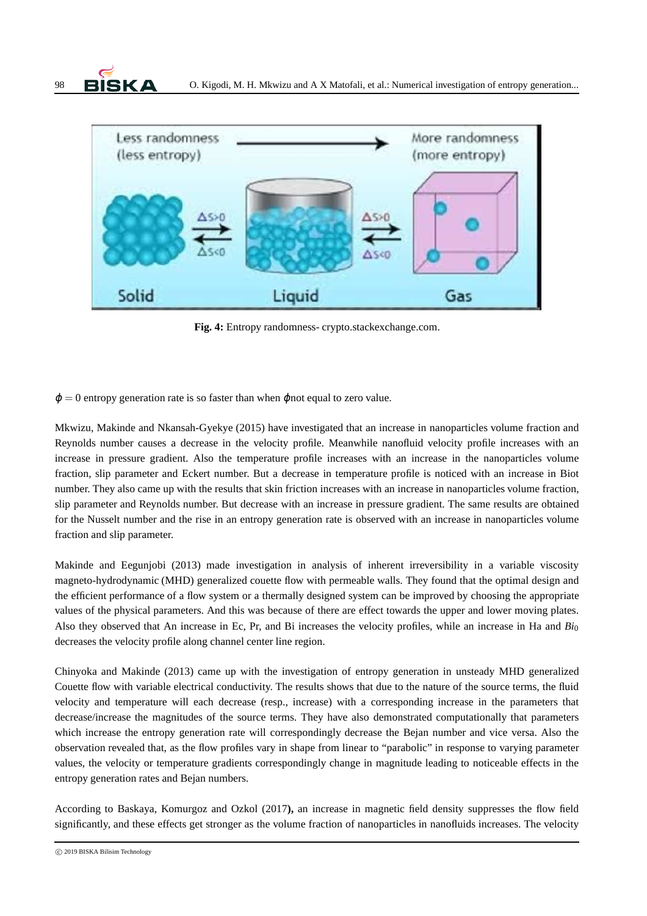**Fig. 4:** Entropy randomness- crypto.stackexchange.com.

$\phi = 0$ entropy generation rate is so faster than when $\phi$not equal to zero value.

Mkwizu, Makinde and Nkansah-Gyekye (2015) have investigated that an increase in nanoparticles volume fraction and Reynolds number causes a decrease in the velocity profile. Meanwhile nanofluid velocity profile increases with an increase in pressure gradient. Also the temperature profile increases with an increase in the nanoparticles volume fraction, slip parameter and Eckert number. But a decrease in temperature profile is noticed with an increase in Biot number. They also came up with the results that skin friction increases with an increase in nanoparticles volume fraction, slip parameter and Reynolds number. But decrease with an increase in pressure gradient. The same results are obtained for the Nusselt number and the rise in an entropy generation rate is observed with an increase in nanoparticles volume fraction and slip parameter.

Makinde and Eegunjobi (2013) made investigation in analysis of inherent irreversibility in a variable viscosity magneto-hydrodynamic (MHD) generalized couette flow with permeable walls. They found that the optimal design and the efficient performance of a flow system or a thermally designed system can be improved by choosing the appropriate values of the physical parameters. And this was because of there are effect towards the upper and lower moving plates. Also they observed that An increase in Ec, Pr, and Bi increases the velocity profiles, while an increase in Ha and $Bi_0$ decreases the velocity profile along channel center line region.

Chinyoka and Makinde (2013) came up with the investigation of entropy generation in unsteady MHD generalized Couette flow with variable electrical conductivity. The results shows that due to the nature of the source terms, the fluid velocity and temperature will each decrease (resp., increase) with a corresponding increase in the parameters that decrease/increase the magnitudes of the source terms. They have also demonstrated computationally that parameters which increase the entropy generation rate will correspondingly decrease the Bejan number and vice versa. Also the observation revealed that, as the flow profiles vary in shape from linear to "parabolic" in response to varying parameter values, the velocity or temperature gradients correspondingly change in magnitude leading to noticeable effects in the entropy generation rates and Bejan numbers.

According to Baskaya, Komurgoz and Ozkol (2017**),** an increase in magnetic field density suppresses the flow field significantly, and these effects get stronger as the volume fraction of nanoparticles in nanofluids increases. The velocity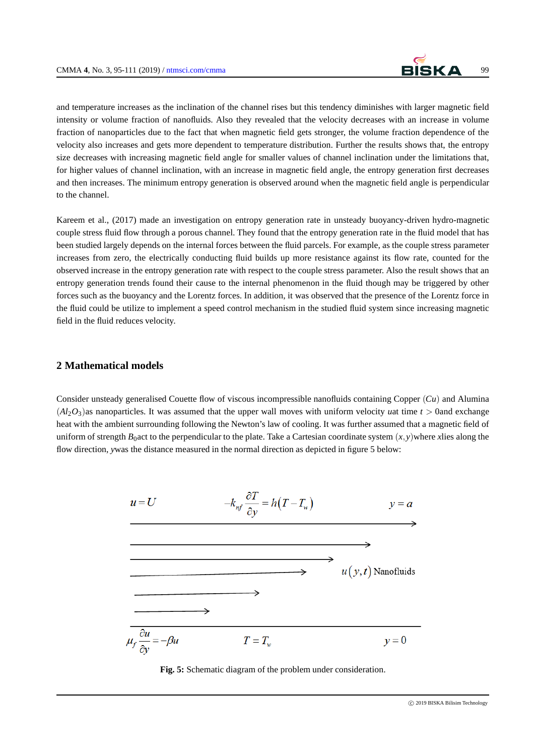and temperature increases as the inclination of the channel rises but this tendency diminishes with larger magnetic field intensity or volume fraction of nanofluids. Also they revealed that the velocity decreases with an increase in volume fraction of nanoparticles due to the fact that when magnetic field gets stronger, the volume fraction dependence of the velocity also increases and gets more dependent to temperature distribution. Further the results shows that, the entropy size decreases with increasing magnetic field angle for smaller values of channel inclination under the limitations that, for higher values of channel inclination, with an increase in magnetic field angle, the entropy generation first decreases and then increases. The minimum entropy generation is observed around when the magnetic field angle is perpendicular to the channel.

Kareem et al., (2017) made an investigation on entropy generation rate in unsteady buoyancy-driven hydro-magnetic couple stress fluid flow through a porous channel. They found that the entropy generation rate in the fluid model that has been studied largely depends on the internal forces between the fluid parcels. For example, as the couple stress parameter increases from zero, the electrically conducting fluid builds up more resistance against its flow rate, counted for the observed increase in the entropy generation rate with respect to the couple stress parameter. Also the result shows that an entropy generation trends found their cause to the internal phenomenon in the fluid though may be triggered by other forces such as the buoyancy and the Lorentz forces. In addition, it was observed that the presence of the Lorentz force in the fluid could be utilize to implement a speed control mechanism in the studied fluid system since increasing magnetic field in the fluid reduces velocity.

## 2 Mathematical models

Consider unsteady generalised Couette flow of viscous incompressible nanofluids containing Copper $(Cu)$ and Alumina $(Al_2O_3)$as nanoparticles. It was assumed that the upper wall moves with uniform velocity $u$at time $t > 0$and exchange heat with the ambient surrounding following the Newton's law of cooling. It was further assumed that a magnetic field of uniform of strength $B_0$act to the perpendicular to the plate. Take a Cartesian coordinate system $(x, y)$where $x$lies along the flow direction, $y$was the distance measured in the normal direction as depicted in figure 5 below:

$u = U$ $\quad -k_{nf}\dfrac{\partial T}{\partial y} = h(T - T_w)$ $\quad y = a$

$u(y,t)$ Nanofluids

$\mu_f \dfrac{\partial u}{\partial y} = -\beta u$ $\quad T = T_w$ $\quad y = 0$

**Fig. 5:** Schematic diagram of the problem under consideration.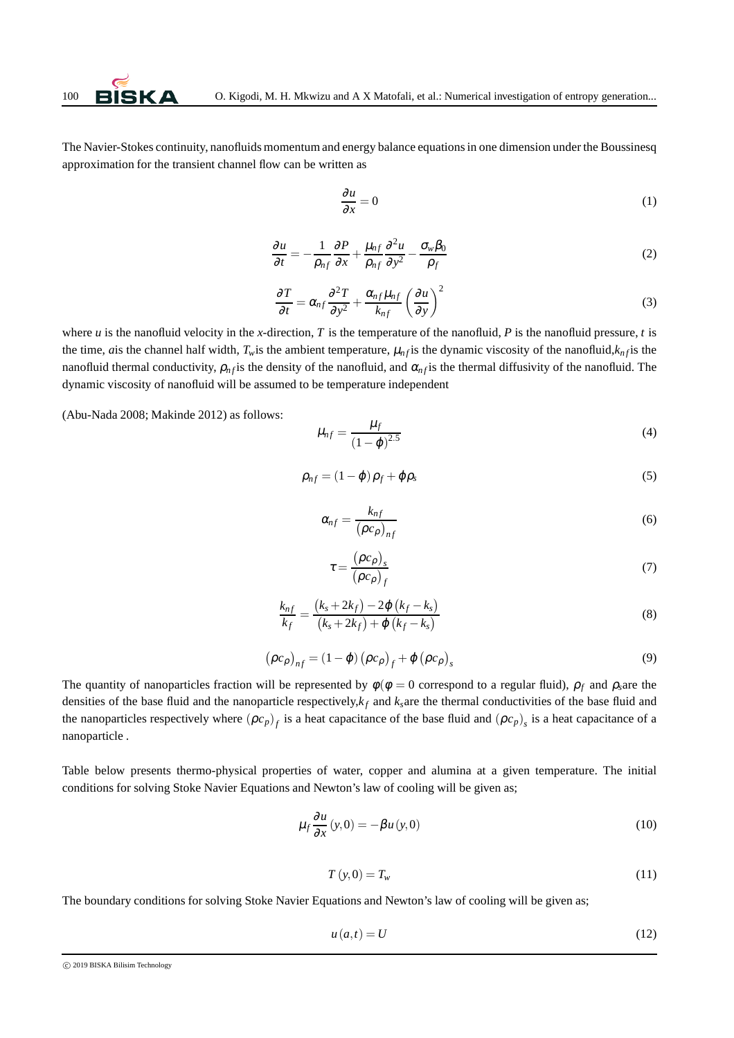The Navier-Stokes continuity, nanofluids momentum and energy balance equations in one dimension under the Boussinesq approximation for the transient channel flow can be written as

$$\frac{\partial u}{\partial x} = 0 \tag{1}$$

$$\frac{\partial u}{\partial t} = -\frac{1}{\rho_{nf}}\frac{\partial P}{\partial x} + \frac{\mu_{nf}}{\rho_{nf}}\frac{\partial^2 u}{\partial y^2} - \frac{\sigma_w \beta_0}{\rho_f} \tag{2}$$

$$\frac{\partial T}{\partial t} = \alpha_{nf}\frac{\partial^2 T}{\partial y^2} + \frac{\alpha_{nf}\mu_{nf}}{k_{nf}}\left(\frac{\partial u}{\partial y}\right)^2 \tag{3}$$

where $u$ is the nanofluid velocity in the $x$-direction, $T$ is the temperature of the nanofluid, $P$ is the nanofluid pressure, $t$ is the time, $a$is the channel half width, $T_w$is the ambient temperature, $\mu_{nf}$is the dynamic viscosity of the nanofluid,$k_{nf}$is the nanofluid thermal conductivity, $\rho_{nf}$is the density of the nanofluid, and $\alpha_{nf}$is the thermal diffusivity of the nanofluid. The dynamic viscosity of nanofluid will be assumed to be temperature independent

(Abu-Nada 2008; Makinde 2012) as follows:

$$\mu_{nf} = \frac{\mu_f}{(1-\varphi)^{2.5}} \tag{4}$$

$$\rho_{nf} = (1-\varphi)\rho_f + \varphi\rho_s \tag{5}$$

$$\alpha_{nf} = \frac{k_{nf}}{(\rho c_\rho)_{nf}} \tag{6}$$

$$\tau = \frac{(\rho c_\rho)_s}{(\rho c_\rho)_f} \tag{7}$$

$$\frac{k_{nf}}{k_f} = \frac{(k_s + 2k_f) - 2\varphi(k_f - k_s)}{(k_s + 2k_f) + \varphi(k_f - k_s)} \tag{8}$$

$$(\rho c_\rho)_{nf} = (1-\varphi)(\rho c_\rho)_f + \varphi(\rho c_\rho)_s \tag{9}$$

The quantity of nanoparticles fraction will be represented by $\phi$($\phi = 0$ correspond to a regular fluid), $\rho_f$ and $\rho_s$are the densities of the base fluid and the nanoparticle respectively,$k_f$ and $k_s$are the thermal conductivities of the base fluid and the nanoparticles respectively where $(\rho c_p)_f$ is a heat capacitance of the base fluid and $(\rho c_p)_s$ is a heat capacitance of a nanoparticle .

Table below presents thermo-physical properties of water, copper and alumina at a given temperature. The initial conditions for solving Stoke Navier Equations and Newton's law of cooling will be given as;

$$\mu_f \frac{\partial u}{\partial x}(y,0) = -\beta u(y,0) \tag{10}$$

$$T(y,0) = T_w \tag{11}$$

The boundary conditions for solving Stoke Navier Equations and Newton's law of cooling will be given as;

$$u(a,t) = U \tag{12}$$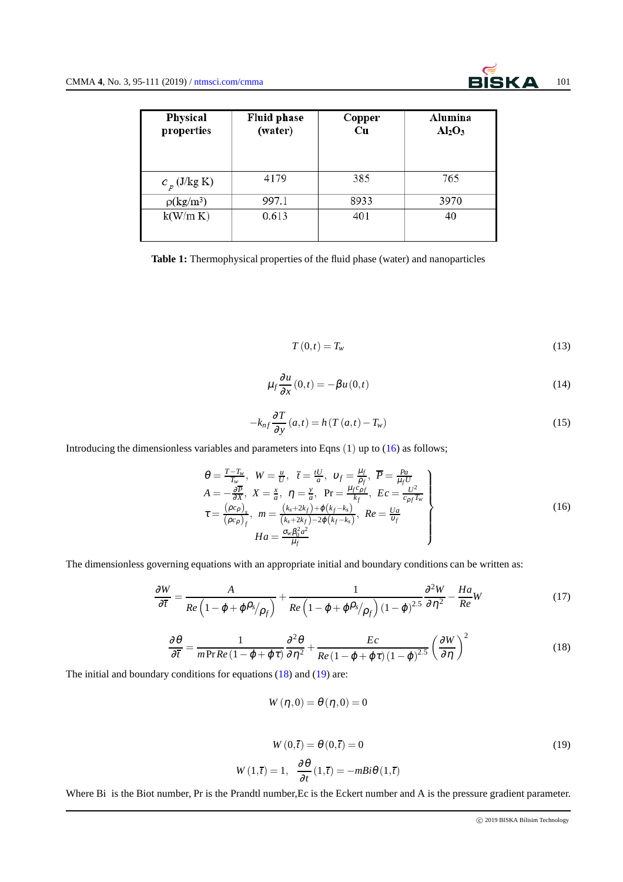| Physical properties | Fluid phase (water) | Copper Cu | Alumina $Al_2O_3$ |
|---|---|---|---|
| $c_p$ (J/kg K) | 4179 | 385 | 765 |
| $\rho$(kg/m³) | 997.1 | 8933 | 3970 |
| k(W/m K) | 0.613 | 401 | 40 |

**Table 1:** Thermophysical properties of the fluid phase (water) and nanoparticles

$$T(0,t) = T_w \tag{13}$$

$$\mu_f \frac{\partial u}{\partial x}(0,t) = -\beta u(0,t) \tag{14}$$

$$-k_{nf}\frac{\partial T}{\partial y}(a,t) = h\left(T(a,t) - T_w\right) \tag{15}$$

Introducing the dimensionless variables and parameters into Eqns (1) up to (16) as follows;

$$\left.\begin{array}{c}
\theta = \frac{T-T_w}{T_w},\ W = \frac{u}{U},\ \bar{t} = \frac{tU}{a},\ \upsilon_f = \frac{\mu_f}{\rho_f},\ \overline{P} = \frac{Pa}{\mu_f U} \\
A = -\frac{\partial \overline{P}}{\partial X},\ X = \frac{x}{a},\ \eta = \frac{y}{a},\ \Pr = \frac{\mu_f c_{\rho f}}{k_f},\ Ec = \frac{U^2}{c_{\rho f} T_w} \\
\tau = \frac{(\rho c_\rho)_s}{(\rho c_\rho)_f},\ m = \frac{(k_s+2k_f)+\phi(k_f-k_s)}{(k_s+2k_f)-2\phi(k_f-k_s)},\ Re = \frac{Ua}{\upsilon_f} \\
Ha = \frac{\sigma_w \beta_0^2 a^2}{\mu_f}
\end{array}\right\} \tag{16}$$

The dimensionless governing equations with an appropriate initial and boundary conditions can be written as:

$$\frac{\partial W}{\partial \bar{t}} = \frac{A}{Re\left(1-\phi+\phi^{\rho_s}/_{\rho_f}\right)} + \frac{1}{Re\left(1-\phi+\phi^{\rho_s}/_{\rho_f}\right)(1-\phi)^{2.5}}\frac{\partial^2 W}{\partial \eta^2} - \frac{Ha}{Re}W \tag{17}$$

$$\frac{\partial \theta}{\partial \bar{t}} = \frac{1}{m\Pr Re(1-\phi+\phi\tau)}\frac{\partial^2 \theta}{\partial \eta^2} + \frac{Ec}{Re(1-\phi+\phi\tau)(1-\phi)^{2.5}}\left(\frac{\partial W}{\partial \eta}\right)^2 \tag{18}$$

The initial and boundary conditions for equations (18) and (19) are:

$$W(\eta,0) = \theta(\eta,0) = 0$$

$$W(0,\bar{t}) = \theta(0,\bar{t}) = 0 \tag{19}$$

$$W(1,\bar{t}) = 1,\ \ \frac{\partial \theta}{\partial t}(1,\bar{t}) = -mBi\theta(1,\bar{t})$$

Where Bi is the Biot number, Pr is the Prandtl number, Ec is the Eckert number and A is the pressure gradient parameter.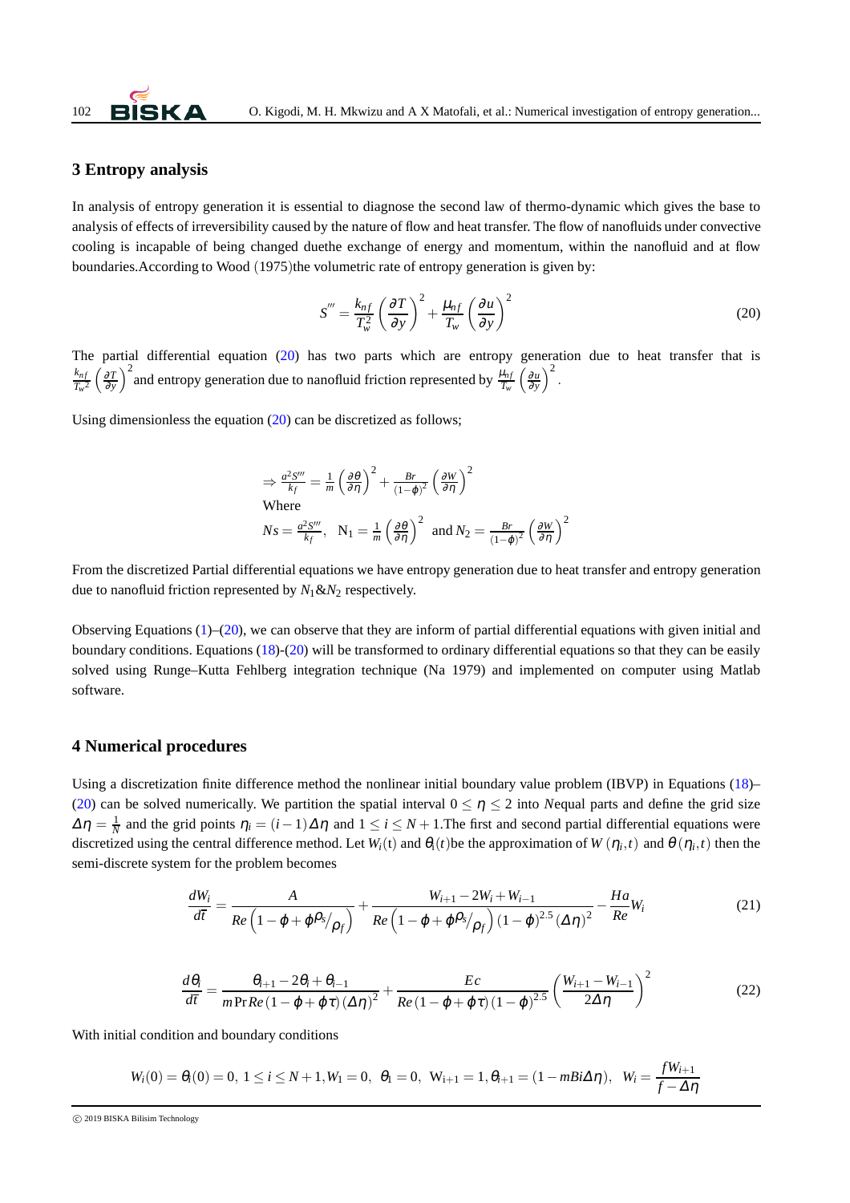## 3 Entropy analysis

In analysis of entropy generation it is essential to diagnose the second law of thermo-dynamic which gives the base to analysis of effects of irreversibility caused by the nature of flow and heat transfer. The flow of nanofluids under convective cooling is incapable of being changed duethe exchange of energy and momentum, within the nanofluid and at flow boundaries.According to Wood (1975)the volumetric rate of entropy generation is given by:

$$S''' = \frac{k_{nf}}{T_w^2}\left(\frac{\partial T}{\partial y}\right)^2 + \frac{\mu_{nf}}{T_w}\left(\frac{\partial u}{\partial y}\right)^2 \tag{20}$$

The partial differential equation (20) has two parts which are entropy generation due to heat transfer that is $\frac{k_{nf}}{{T_w}^2}\left(\frac{\partial T}{\partial y}\right)^2$ and entropy generation due to nanofluid friction represented by $\frac{\mu_{nf}}{T_w}\left(\frac{\partial u}{\partial y}\right)^2$.

Using dimensionless the equation (20) can be discretized as follows;

$$\Rightarrow \frac{a^2 S'''}{k_f} = \frac{1}{m}\left(\frac{\partial \theta}{\partial \eta}\right)^2 + \frac{Br}{(1-\phi)^2}\left(\frac{\partial W}{\partial \eta}\right)^2$$

Where

$$Ns = \frac{a^2 S'''}{k_f}, \quad \mathrm{N}_1 = \frac{1}{m}\left(\frac{\partial \theta}{\partial \eta}\right)^2 \text{ and } N_2 = \frac{Br}{(1-\phi)^2}\left(\frac{\partial W}{\partial \eta}\right)^2$$

From the discretized Partial differential equations we have entropy generation due to heat transfer and entropy generation due to nanofluid friction represented by $N_1 \& N_2$ respectively.

Observing Equations (1)–(20), we can observe that they are inform of partial differential equations with given initial and boundary conditions. Equations (18)-(20) will be transformed to ordinary differential equations so that they can be easily solved using Runge–Kutta Fehlberg integration technique (Na 1979) and implemented on computer using Matlab software.

## 4 Numerical procedures

Using a discretization finite difference method the nonlinear initial boundary value problem (IBVP) in Equations (18)–(20) can be solved numerically. We partition the spatial interval $0 \leq \eta \leq 2$ into $N$equal parts and define the grid size $\Delta\eta = \frac{1}{N}$ and the grid points $\eta_i = (i-1)\Delta\eta$ and $1 \leq i \leq N+1$.The first and second partial differential equations were discretized using the central difference method. Let $W_i(\mathrm{t})$ and $\theta_i(t)$be the approximation of $W(\eta_i, t)$ and $\theta(\eta_i, t)$ then the semi-discrete system for the problem becomes

$$\frac{dW_i}{d\bar{t}} = \frac{A}{Re\left(1-\phi+\phi^{\rho_s}/_{\rho_f}\right)} + \frac{W_{i+1} - 2W_i + W_{i-1}}{Re\left(1-\phi+\phi^{\rho_s}/_{\rho_f}\right)(1-\phi)^{2.5}(\Delta\eta)^2} - \frac{Ha}{Re}W_i \tag{21}$$

$$\frac{d\theta_i}{d\bar{t}} = \frac{\theta_{i+1} - 2\theta_i + \theta_{i-1}}{m\,\mathrm{Pr}\,Re\,(1-\phi+\phi\tau)(\Delta\eta)^2} + \frac{Ec}{Re\,(1-\phi+\phi\tau)(1-\phi)^{2.5}}\left(\frac{W_{i+1} - W_{i-1}}{2\Delta\eta}\right)^2 \tag{22}$$

With initial condition and boundary conditions

$$W_i(0) = \theta_i(0) = 0,\ 1 \leq i \leq N+1, W_1 = 0,\ \ \theta_1 = 0,\ \ \mathrm{W}_{i+1} = 1, \theta_{i+1} = (1 - mBi\Delta\eta),\ \ W_i = \frac{fW_{i+1}}{f - \Delta\eta}$$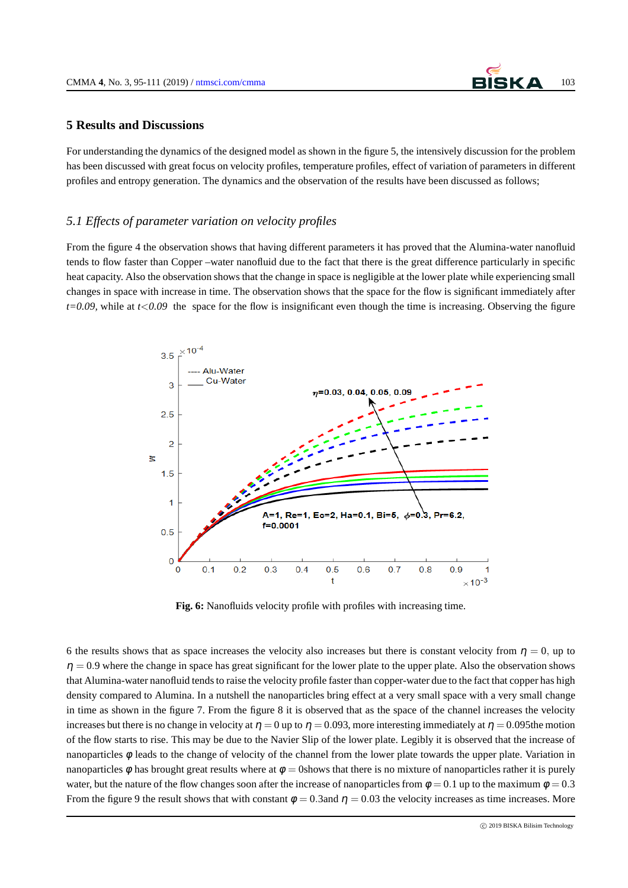## 5 Results and Discussions

For understanding the dynamics of the designed model as shown in the figure 5, the intensively discussion for the problem has been discussed with great focus on velocity profiles, temperature profiles, effect of variation of parameters in different profiles and entropy generation. The dynamics and the observation of the results have been discussed as follows;

### 5.1 Effects of parameter variation on velocity profiles

From the figure 4 the observation shows that having different parameters it has proved that the Alumina-water nanofluid tends to flow faster than Copper –water nanofluid due to the fact that there is the great difference particularly in specific heat capacity. Also the observation shows that the change in space is negligible at the lower plate while experiencing small changes in space with increase in time. The observation shows that the space for the flow is significant immediately after *t=0.09,* while at *t<0.09* the space for the flow is insignificant even though the time is increasing. Observing the figure

**Fig. 6:** Nanofluids velocity profile with profiles with increasing time.

6 the results shows that as space increases the velocity also increases but there is constant velocity from $\eta = 0$, up to $\eta = 0.9$ where the change in space has great significant for the lower plate to the upper plate. Also the observation shows that Alumina-water nanofluid tends to raise the velocity profile faster than copper-water due to the fact that copper has high density compared to Alumina. In a nutshell the nanoparticles bring effect at a very small space with a very small change in time as shown in the figure 7. From the figure 8 it is observed that as the space of the channel increases the velocity increases but there is no change in velocity at $\eta = 0$ up to $\eta = 0.093$, more interesting immediately at $\eta = 0.095$the motion of the flow starts to rise. This may be due to the Navier Slip of the lower plate. Legibly it is observed that the increase of nanoparticles $\varphi$ leads to the change of velocity of the channel from the lower plate towards the upper plate. Variation in nanoparticles $\varphi$ has brought great results where at $\varphi = 0$shows that there is no mixture of nanoparticles rather it is purely water, but the nature of the flow changes soon after the increase of nanoparticles from $\varphi = 0.1$ up to the maximum $\varphi = 0.3$ From the figure 9 the result shows that with constant $\varphi = 0.3$and $\eta = 0.03$ the velocity increases as time increases. More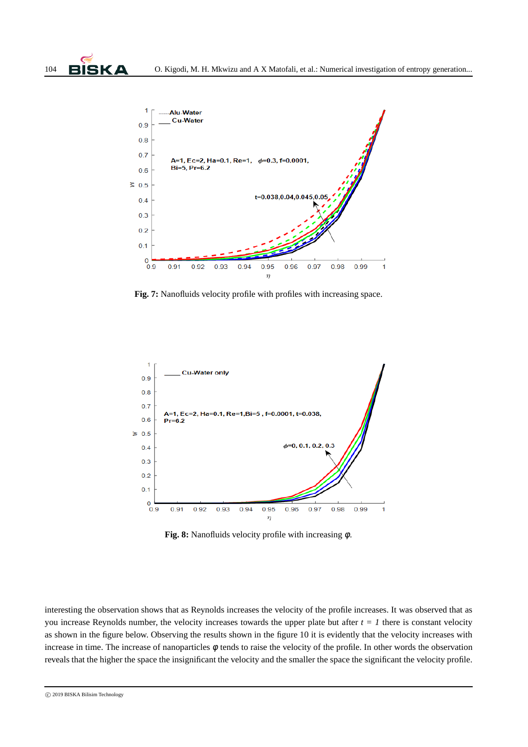**Fig. 7:** Nanofluids velocity profile with profiles with increasing space.

**Fig. 8:** Nanofluids velocity profile with increasing $\varphi$.

interesting the observation shows that as Reynolds increases the velocity of the profile increases. It was observed that as you increase Reynolds number, the velocity increases towards the upper plate but after $t = 1$ there is constant velocity as shown in the figure below. Observing the results shown in the figure 10 it is evidently that the velocity increases with increase in time. The increase of nanoparticles $\varphi$ tends to raise the velocity of the profile. In other words the observation reveals that the higher the space the insignificant the velocity and the smaller the space the significant the velocity profile.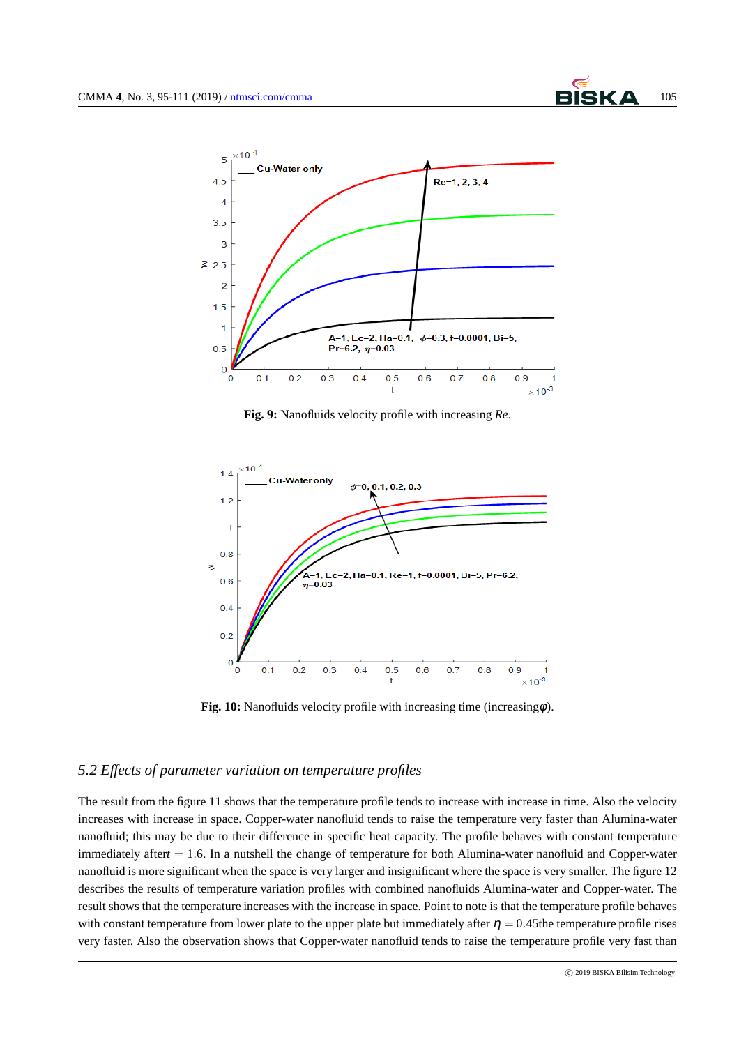**Fig. 9:** Nanofluids velocity profile with increasing *Re*.

**Fig. 10:** Nanofluids velocity profile with increasing time (increasing$\varphi$).

### *5.2 Effects of parameter variation on temperature profiles*

The result from the figure 11 shows that the temperature profile tends to increase with increase in time. Also the velocity increases with increase in space. Copper-water nanofluid tends to raise the temperature very faster than Alumina-water nanofluid; this may be due to their difference in specific heat capacity. The profile behaves with constant temperature immediately after$t = 1.6$. In a nutshell the change of temperature for both Alumina-water nanofluid and Copper-water nanofluid is more significant when the space is very larger and insignificant where the space is very smaller. The figure 12 describes the results of temperature variation profiles with combined nanofluids Alumina-water and Copper-water. The result shows that the temperature increases with the increase in space. Point to note is that the temperature profile behaves with constant temperature from lower plate to the upper plate but immediately after $\eta = 0.45$the temperature profile rises very faster. Also the observation shows that Copper-water nanofluid tends to raise the temperature profile very fast than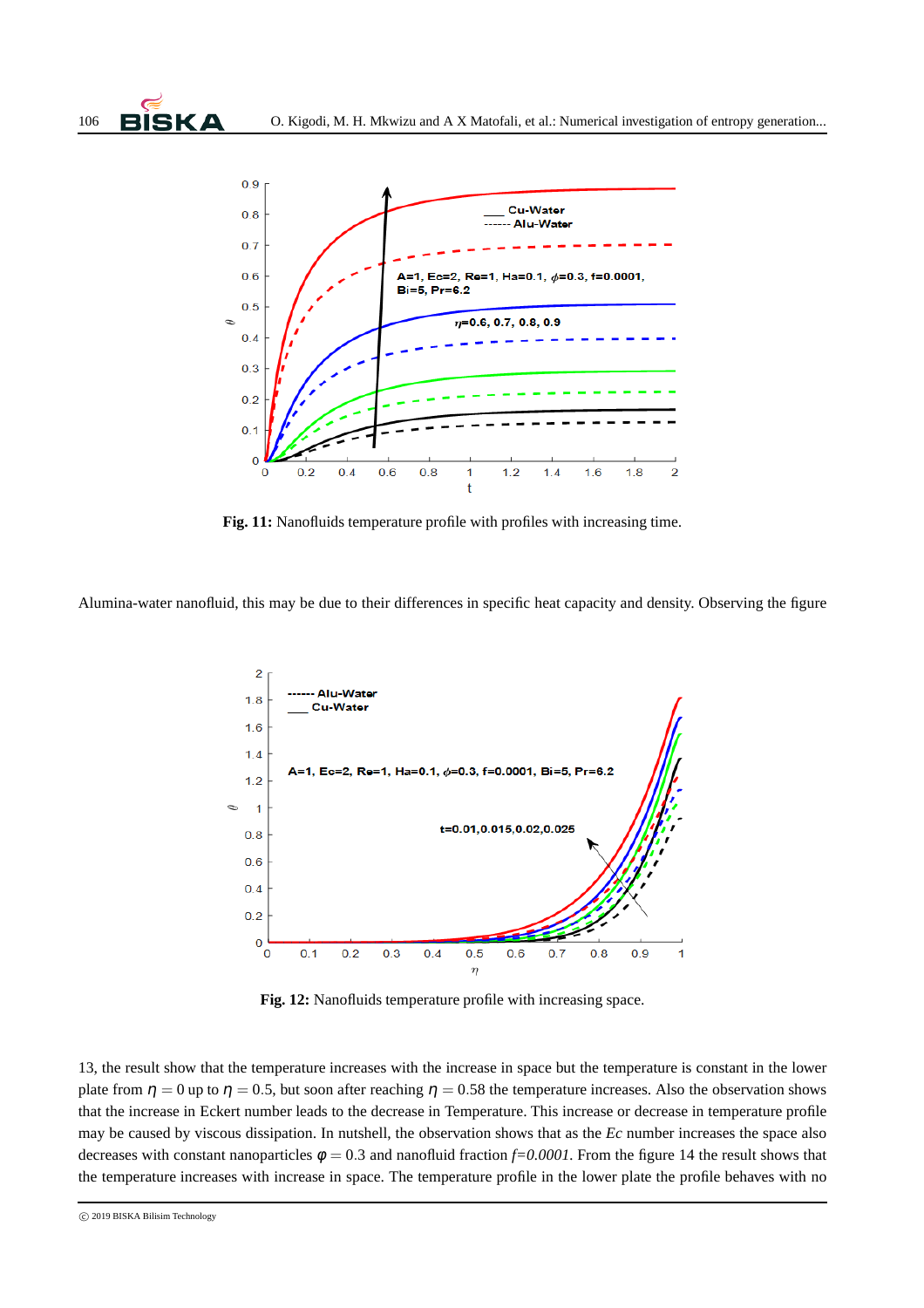**Fig. 11:** Nanofluids temperature profile with profiles with increasing time.

Alumina-water nanofluid, this may be due to their differences in specific heat capacity and density. Observing the figure

**Fig. 12:** Nanofluids temperature profile with increasing space.

13, the result show that the temperature increases with the increase in space but the temperature is constant in the lower plate from $\eta = 0$ up to $\eta = 0.5$, but soon after reaching $\eta = 0.58$ the temperature increases. Also the observation shows that the increase in Eckert number leads to the decrease in Temperature. This increase or decrease in temperature profile may be caused by viscous dissipation. In nutshell, the observation shows that as the $Ec$ number increases the space also decreases with constant nanoparticles $\phi = 0.3$ and nanofluid fraction $f=0.0001$. From the figure 14 the result shows that the temperature increases with increase in space. The temperature profile in the lower plate the profile behaves with no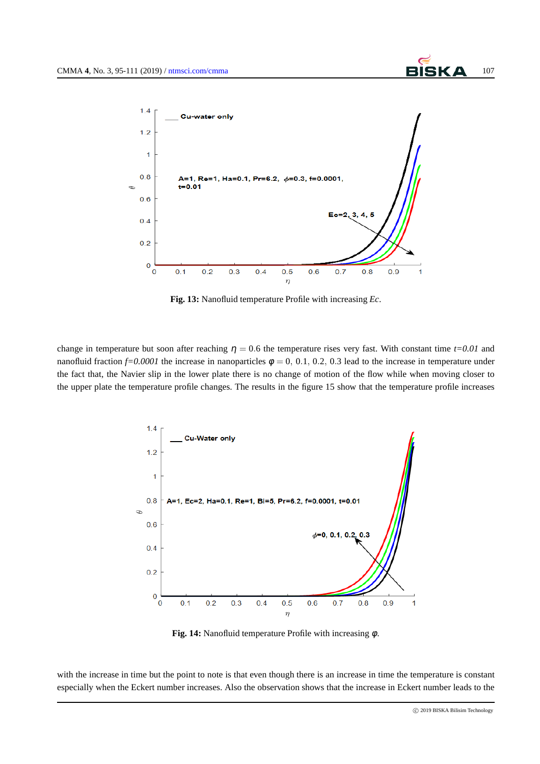**Fig. 13:** Nanofluid temperature Profile with increasing *Ec*.

change in temperature but soon after reaching $\eta = 0.6$ the temperature rises very fast. With constant time *t=0.01* and nanofluid fraction *f=0.0001* the increase in nanoparticles $\phi = 0,\ 0.1,\ 0.2,\ 0.3$ lead to the increase in temperature under the fact that, the Navier slip in the lower plate there is no change of motion of the flow while when moving closer to the upper plate the temperature profile changes. The results in the figure 15 show that the temperature profile increases

**Fig. 14:** Nanofluid temperature Profile with increasing $\phi$.

with the increase in time but the point to note is that even though there is an increase in time the temperature is constant especially when the Eckert number increases. Also the observation shows that the increase in Eckert number leads to the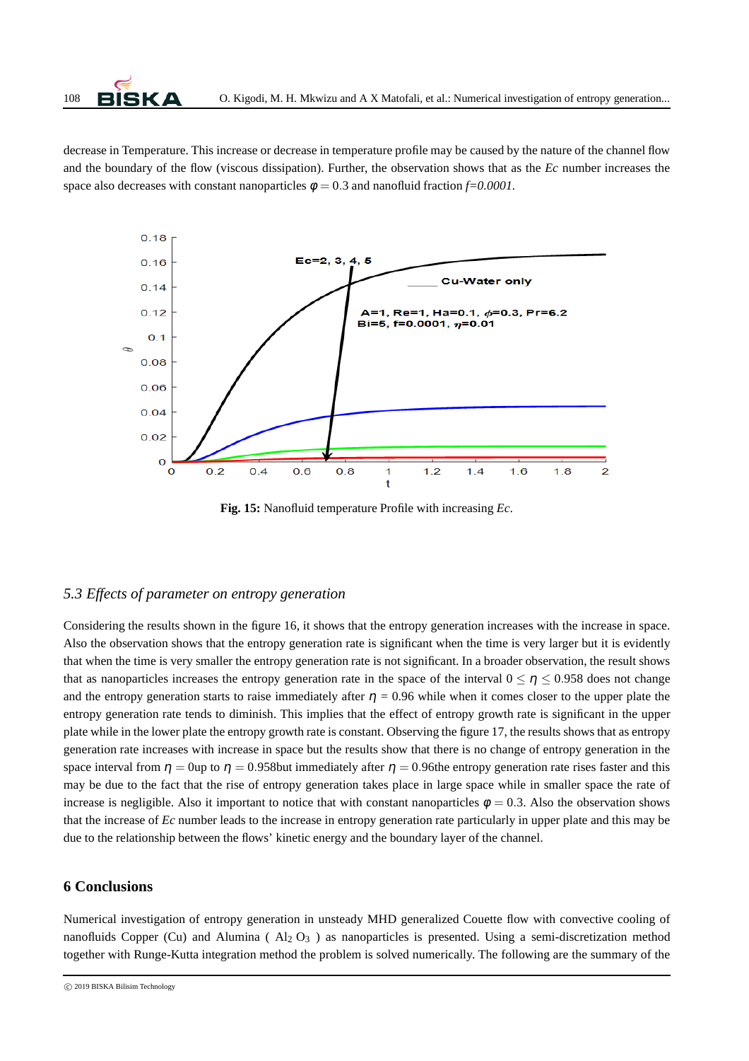decrease in Temperature. This increase or decrease in temperature profile may be caused by the nature of the channel flow and the boundary of the flow (viscous dissipation). Further, the observation shows that as the *Ec* number increases the space also decreases with constant nanoparticles $\phi = 0.3$ and nanofluid fraction *f=0.0001*.

**Fig. 15:** Nanofluid temperature Profile with increasing *Ec*.

### 5.3 Effects of parameter on entropy generation

Considering the results shown in the figure 16, it shows that the entropy generation increases with the increase in space. Also the observation shows that the entropy generation rate is significant when the time is very larger but it is evidently that when the time is very smaller the entropy generation rate is not significant. In a broader observation, the result shows that as nanoparticles increases the entropy generation rate in the space of the interval $0 \leq \eta \leq 0.958$ does not change and the entropy generation starts to raise immediately after $\eta = 0.96$ while when it comes closer to the upper plate the entropy generation rate tends to diminish. This implies that the effect of entropy growth rate is significant in the upper plate while in the lower plate the entropy growth rate is constant. Observing the figure 17, the results shows that as entropy generation rate increases with increase in space but the results show that there is no change of entropy generation in the space interval from $\eta = 0$up to $\eta = 0.958$but immediately after $\eta = 0.96$the entropy generation rate rises faster and this may be due to the fact that the rise of entropy generation takes place in large space while in smaller space the rate of increase is negligible. Also it important to notice that with constant nanoparticles $\phi = 0.3$. Also the observation shows that the increase of *Ec* number leads to the increase in entropy generation rate particularly in upper plate and this may be due to the relationship between the flows' kinetic energy and the boundary layer of the channel.

## 6 Conclusions

Numerical investigation of entropy generation in unsteady MHD generalized Couette flow with convective cooling of nanofluids Copper (Cu) and Alumina ( $Al_2O_3$ ) as nanoparticles is presented. Using a semi-discretization method together with Runge-Kutta integration method the problem is solved numerically. The following are the summary of the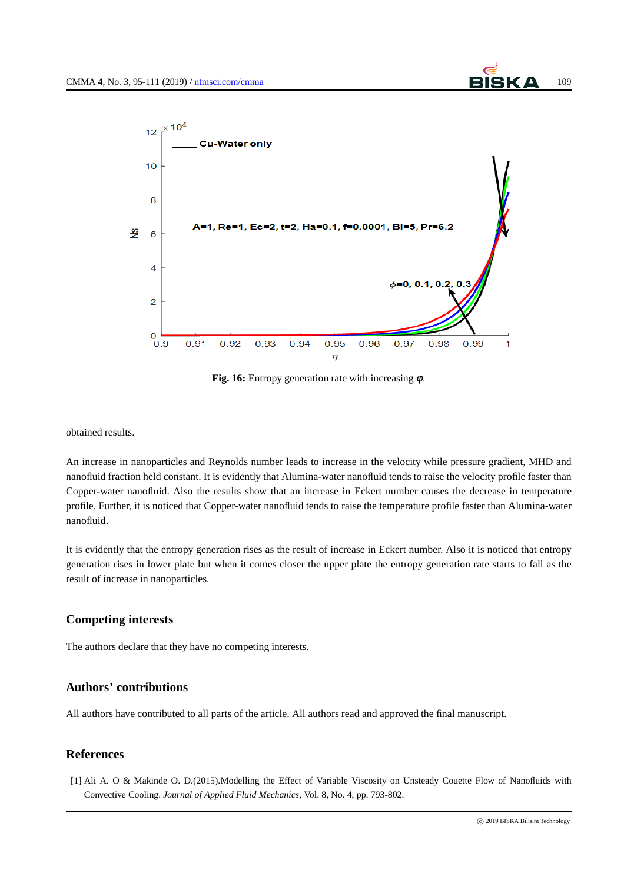**Fig. 16:** Entropy generation rate with increasing $\varphi$.

obtained results.

An increase in nanoparticles and Reynolds number leads to increase in the velocity while pressure gradient, MHD and nanofluid fraction held constant. It is evidently that Alumina-water nanofluid tends to raise the velocity profile faster than Copper-water nanofluid. Also the results show that an increase in Eckert number causes the decrease in temperature profile. Further, it is noticed that Copper-water nanofluid tends to raise the temperature profile faster than Alumina-water nanofluid.

It is evidently that the entropy generation rises as the result of increase in Eckert number. Also it is noticed that entropy generation rises in lower plate but when it comes closer the upper plate the entropy generation rate starts to fall as the result of increase in nanoparticles.

## Competing interests

The authors declare that they have no competing interests.

## Authors' contributions

All authors have contributed to all parts of the article. All authors read and approved the final manuscript.

## References

[1] Ali A. O & Makinde O. D.(2015).Modelling the Effect of Variable Viscosity on Unsteady Couette Flow of Nanofluids with Convective Cooling. *Journal of Applied Fluid Mechanics*, Vol. 8, No. 4, pp. 793-802.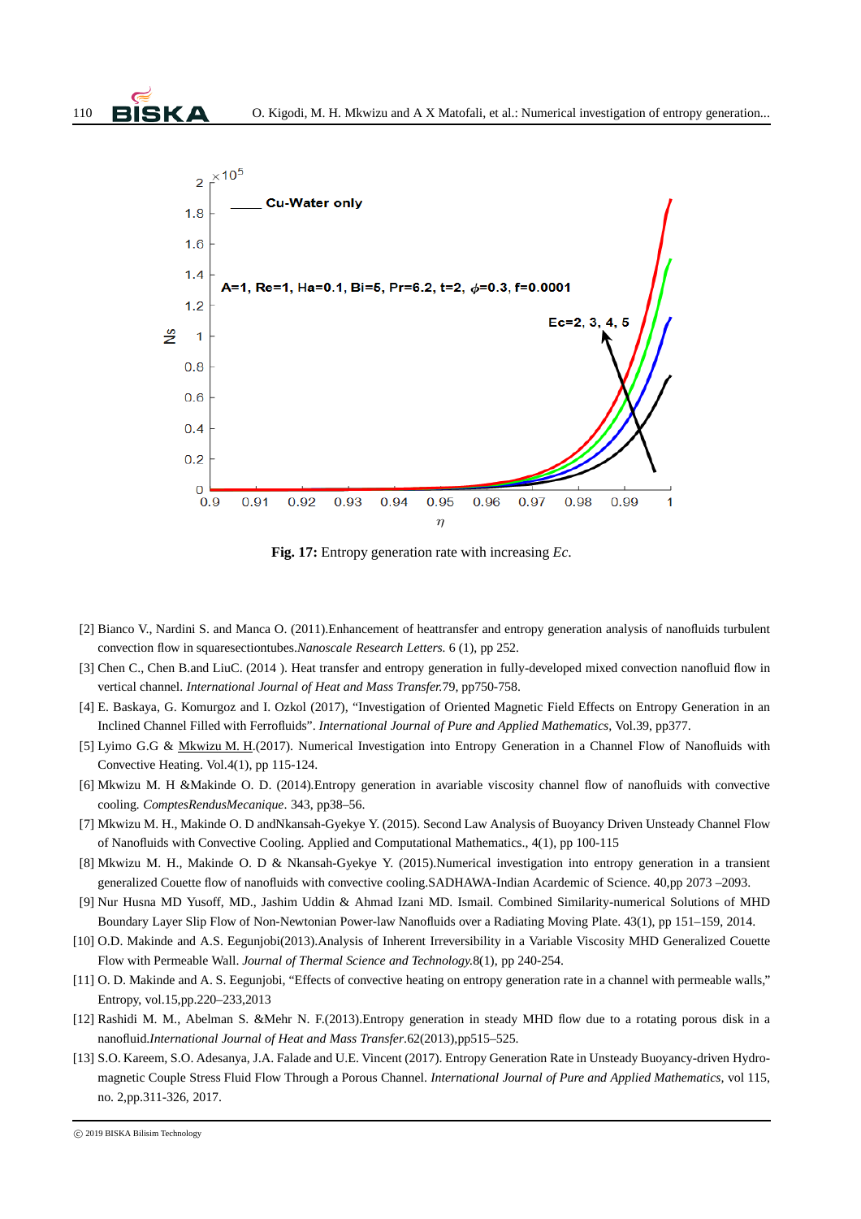**Fig. 17:** Entropy generation rate with increasing *Ec*.

[2] Bianco V., Nardini S. and Manca O. (2011).Enhancement of heattransfer and entropy generation analysis of nanofluids turbulent convection flow in squaresectiontubes.*Nanoscale Research Letters.* 6 (1), pp 252.

[3] Chen C., Chen B.and LiuC. (2014 ). Heat transfer and entropy generation in fully-developed mixed convection nanofluid flow in vertical channel. *International Journal of Heat and Mass Transfer.*79, pp750-758.

[4] E. Baskaya, G. Komurgoz and I. Ozkol (2017), "Investigation of Oriented Magnetic Field Effects on Entropy Generation in an Inclined Channel Filled with Ferrofluids". *International Journal of Pure and Applied Mathematics,* Vol.39, pp377.

[5] Lyimo G.G & Mkwizu M. H.(2017). Numerical Investigation into Entropy Generation in a Channel Flow of Nanofluids with Convective Heating. Vol.4(1), pp 115-124.

[6] Mkwizu M. H &Makinde O. D. (2014).Entropy generation in avariable viscosity channel flow of nanofluids with convective cooling. *ComptesRendusMecanique*. 343, pp38–56.

[7] Mkwizu M. H., Makinde O. D andNkansah-Gyekye Y. (2015). Second Law Analysis of Buoyancy Driven Unsteady Channel Flow of Nanofluids with Convective Cooling. Applied and Computational Mathematics., 4(1), pp 100-115

[8] Mkwizu M. H., Makinde O. D & Nkansah-Gyekye Y. (2015).Numerical investigation into entropy generation in a transient generalized Couette flow of nanofluids with convective cooling.SADHAWA-Indian Acardemic of Science. 40,pp 2073 –2093.

[9] Nur Husna MD Yusoff, MD., Jashim Uddin & Ahmad Izani MD. Ismail. Combined Similarity-numerical Solutions of MHD Boundary Layer Slip Flow of Non-Newtonian Power-law Nanofluids over a Radiating Moving Plate. 43(1), pp 151–159, 2014.

[10] O.D. Makinde and A.S. Eegunjobi(2013).Analysis of Inherent Irreversibility in a Variable Viscosity MHD Generalized Couette Flow with Permeable Wall. *Journal of Thermal Science and Technology.*8(1), pp 240-254.

[11] O. D. Makinde and A. S. Eegunjobi, "Effects of convective heating on entropy generation rate in a channel with permeable walls," Entropy, vol.15,pp.220–233,2013

[12] Rashidi M. M., Abelman S. &Mehr N. F.(2013).Entropy generation in steady MHD flow due to a rotating porous disk in a nanofluid.*International Journal of Heat and Mass Transfer*.62(2013),pp515–525.

[13] S.O. Kareem, S.O. Adesanya, J.A. Falade and U.E. Vincent (2017). Entropy Generation Rate in Unsteady Buoyancy-driven Hydromagnetic Couple Stress Fluid Flow Through a Porous Channel. *International Journal of Pure and Applied Mathematics*, vol 115, no. 2,pp.311-326, 2017.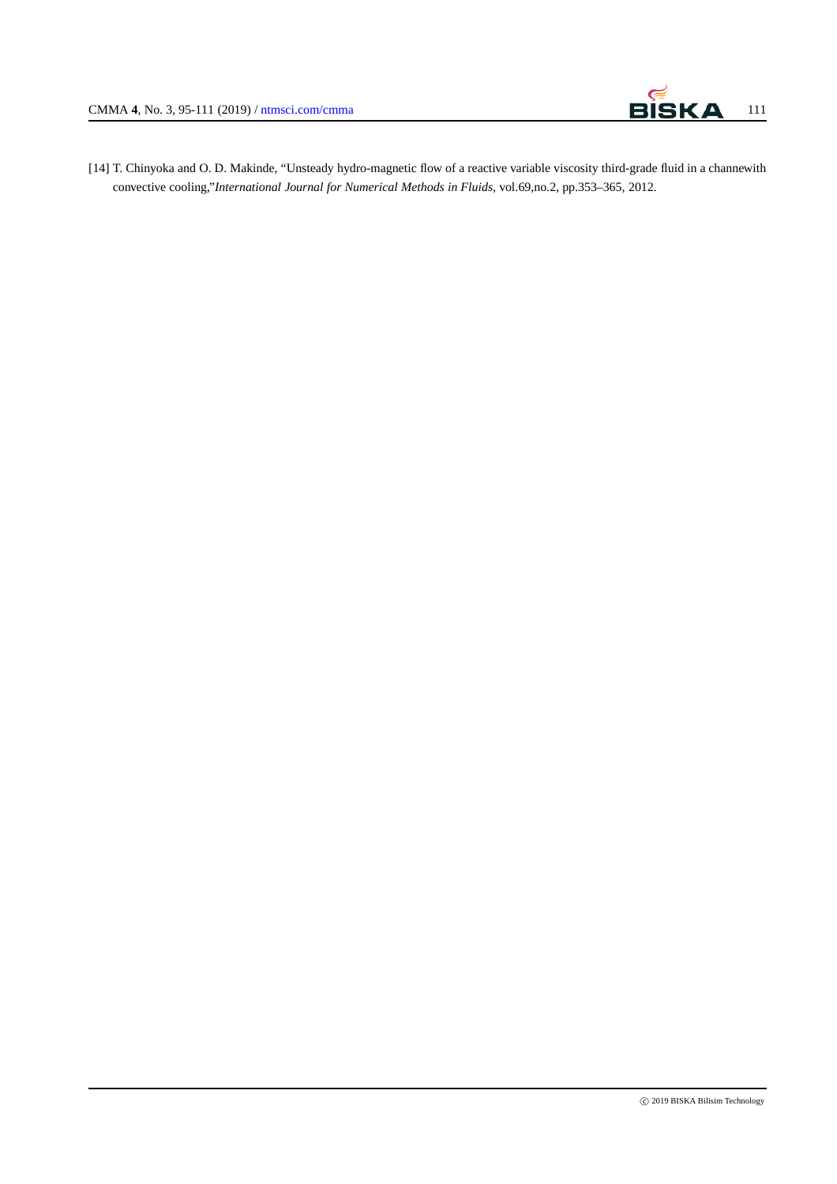[14] T. Chinyoka and O. D. Makinde, "Unsteady hydro-magnetic flow of a reactive variable viscosity third-grade fluid in a channewith convective cooling,"*International Journal for Numerical Methods in Fluids*, vol.69,no.2, pp.353–365, 2012.